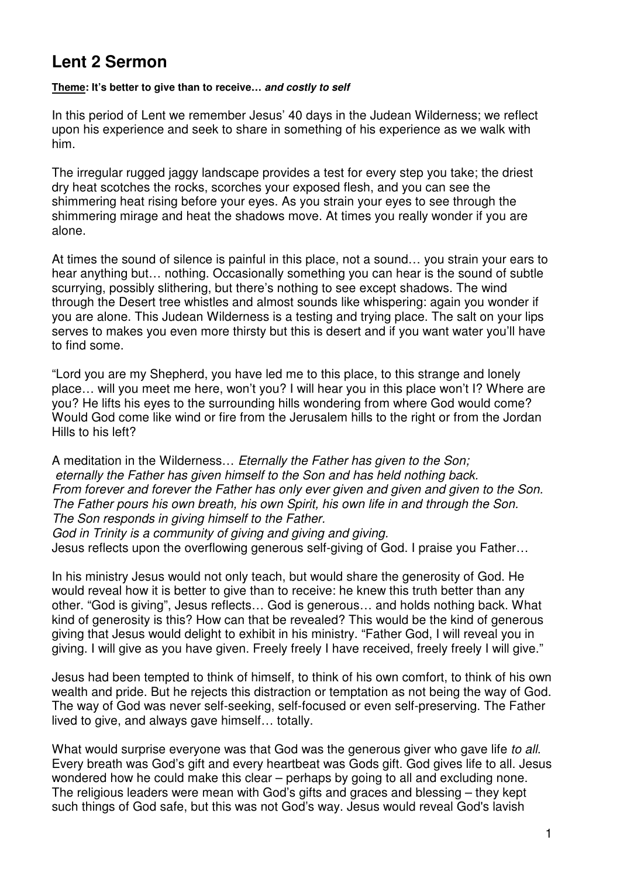# Lent 2 Sermon

**Theme: It's better to give than to receive…** ***and costly to self***

In this period of Lent we remember Jesus' 40 days in the Judean Wilderness; we reflect upon his experience and seek to share in something of his experience as we walk with him.

The irregular rugged jaggy landscape provides a test for every step you take; the driest dry heat scotches the rocks, scorches your exposed flesh, and you can see the shimmering heat rising before your eyes. As you strain your eyes to see through the shimmering mirage and heat the shadows move. At times you really wonder if you are alone.

At times the sound of silence is painful in this place, not a sound… you strain your ears to hear anything but… nothing. Occasionally something you can hear is the sound of subtle scurrying, possibly slithering, but there's nothing to see except shadows. The wind through the Desert tree whistles and almost sounds like whispering: again you wonder if you are alone. This Judean Wilderness is a testing and trying place. The salt on your lips serves to makes you even more thirsty but this is desert and if you want water you'll have to find some.

"Lord you are my Shepherd, you have led me to this place, to this strange and lonely place… will you meet me here, won't you? I will hear you in this place won't I? Where are you? He lifts his eyes to the surrounding hills wondering from where God would come? Would God come like wind or fire from the Jerusalem hills to the right or from the Jordan Hills to his left?

A meditation in the Wilderness… *Eternally the Father has given to the Son;*
*eternally the Father has given himself to the Son and has held nothing back.*
*From forever and forever the Father has only ever given and given and given to the Son.*
*The Father pours his own breath, his own Spirit, his own life in and through the Son.*
*The Son responds in giving himself to the Father.*
*God in Trinity is a community of giving and giving and giving.*
Jesus reflects upon the overflowing generous self-giving of God. I praise you Father…

In his ministry Jesus would not only teach, but would share the generosity of God. He would reveal how it is better to give than to receive: he knew this truth better than any other. "God is giving", Jesus reflects… God is generous… and holds nothing back. What kind of generosity is this? How can that be revealed? This would be the kind of generous giving that Jesus would delight to exhibit in his ministry. "Father God, I will reveal you in giving. I will give as you have given. Freely freely I have received, freely freely I will give."

Jesus had been tempted to think of himself, to think of his own comfort, to think of his own wealth and pride. But he rejects this distraction or temptation as not being the way of God. The way of God was never self-seeking, self-focused or even self-preserving. The Father lived to give, and always gave himself… totally.

What would surprise everyone was that God was the generous giver who gave life *to all*. Every breath was God's gift and every heartbeat was Gods gift. God gives life to all. Jesus wondered how he could make this clear – perhaps by going to all and excluding none. The religious leaders were mean with God's gifts and graces and blessing – they kept such things of God safe, but this was not God's way. Jesus would reveal God's lavish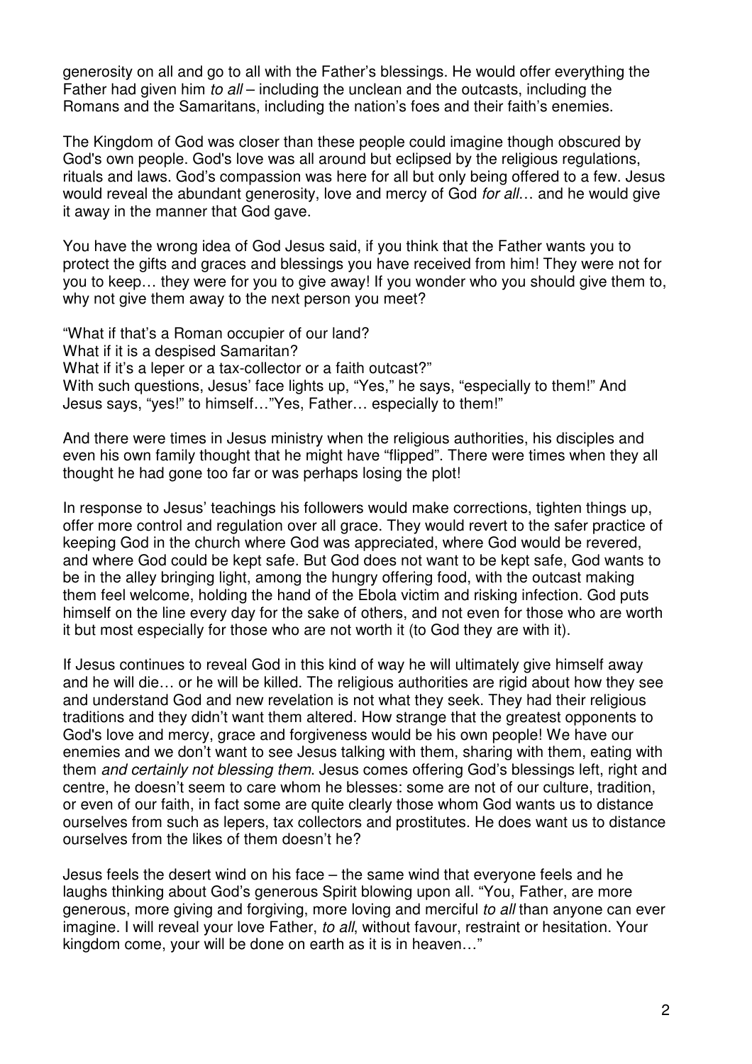generosity on all and go to all with the Father's blessings. He would offer everything the Father had given him *to all* – including the unclean and the outcasts, including the Romans and the Samaritans, including the nation's foes and their faith's enemies.

The Kingdom of God was closer than these people could imagine though obscured by God's own people. God's love was all around but eclipsed by the religious regulations, rituals and laws. God's compassion was here for all but only being offered to a few. Jesus would reveal the abundant generosity, love and mercy of God *for all*… and he would give it away in the manner that God gave.

You have the wrong idea of God Jesus said, if you think that the Father wants you to protect the gifts and graces and blessings you have received from him! They were not for you to keep… they were for you to give away! If you wonder who you should give them to, why not give them away to the next person you meet?

"What if that's a Roman occupier of our land?
What if it is a despised Samaritan?
What if it's a leper or a tax-collector or a faith outcast?"
With such questions, Jesus' face lights up, "Yes," he says, "especially to them!" And Jesus says, "yes!" to himself…"Yes, Father… especially to them!"

And there were times in Jesus ministry when the religious authorities, his disciples and even his own family thought that he might have "flipped". There were times when they all thought he had gone too far or was perhaps losing the plot!

In response to Jesus' teachings his followers would make corrections, tighten things up, offer more control and regulation over all grace. They would revert to the safer practice of keeping God in the church where God was appreciated, where God would be revered, and where God could be kept safe. But God does not want to be kept safe, God wants to be in the alley bringing light, among the hungry offering food, with the outcast making them feel welcome, holding the hand of the Ebola victim and risking infection. God puts himself on the line every day for the sake of others, and not even for those who are worth it but most especially for those who are not worth it (to God they are with it).

If Jesus continues to reveal God in this kind of way he will ultimately give himself away and he will die… or he will be killed. The religious authorities are rigid about how they see and understand God and new revelation is not what they seek. They had their religious traditions and they didn't want them altered. How strange that the greatest opponents to God's love and mercy, grace and forgiveness would be his own people! We have our enemies and we don't want to see Jesus talking with them, sharing with them, eating with them *and certainly not blessing them*. Jesus comes offering God's blessings left, right and centre, he doesn't seem to care whom he blesses: some are not of our culture, tradition, or even of our faith, in fact some are quite clearly those whom God wants us to distance ourselves from such as lepers, tax collectors and prostitutes. He does want us to distance ourselves from the likes of them doesn't he?

Jesus feels the desert wind on his face – the same wind that everyone feels and he laughs thinking about God's generous Spirit blowing upon all. "You, Father, are more generous, more giving and forgiving, more loving and merciful *to all* than anyone can ever imagine. I will reveal your love Father, *to all*, without favour, restraint or hesitation. Your kingdom come, your will be done on earth as it is in heaven…"